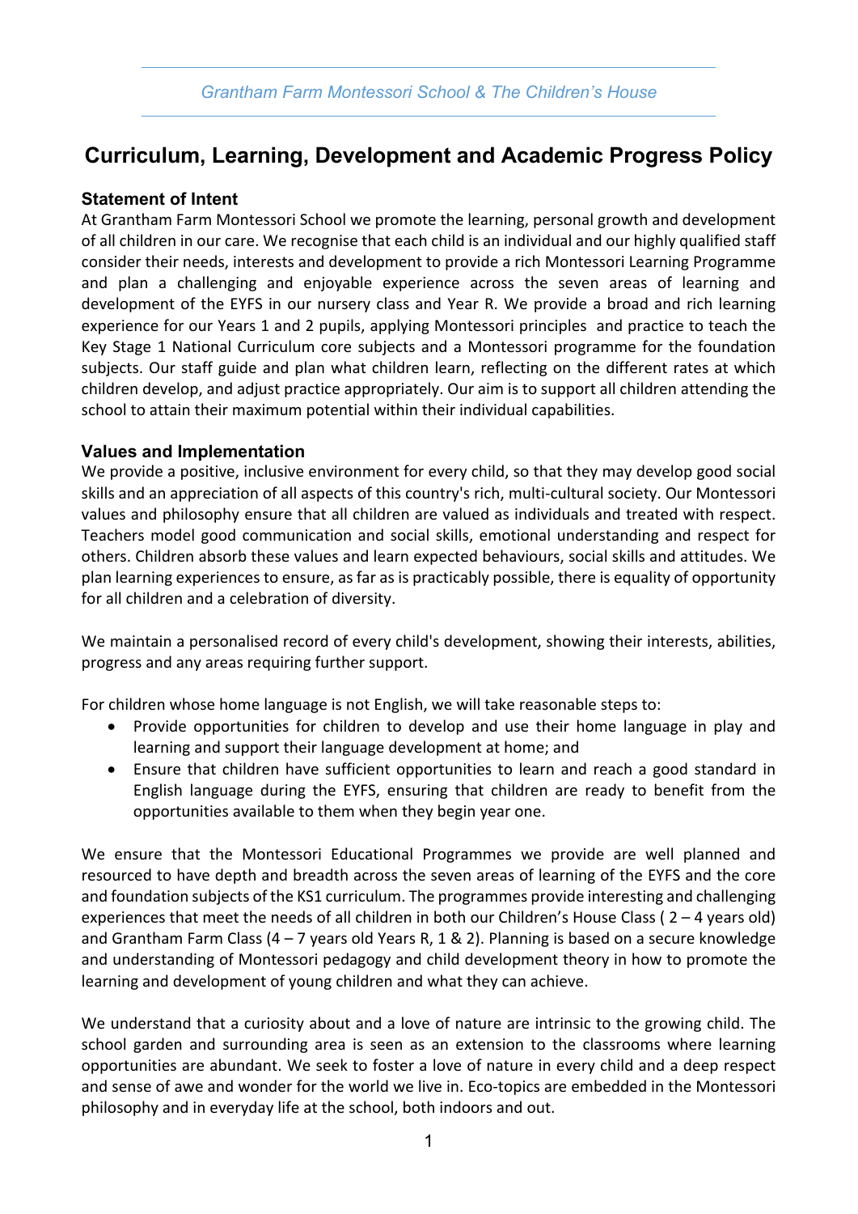# Curriculum, Learning, Development and Academic Progress Policy

## Statement of Intent

At Grantham Farm Montessori School we promote the learning, personal growth and development of all children in our care. We recognise that each child is an individual and our highly qualified staff consider their needs, interests and development to provide a rich Montessori Learning Programme and plan a challenging and enjoyable experience across the seven areas of learning and development of the EYFS in our nursery class and Year R. We provide a broad and rich learning experience for our Years 1 and 2 pupils, applying Montessori principles and practice to teach the Key Stage 1 National Curriculum core subjects and a Montessori programme for the foundation subjects. Our staff guide and plan what children learn, reflecting on the different rates at which children develop, and adjust practice appropriately. Our aim is to support all children attending the school to attain their maximum potential within their individual capabilities.

## Values and Implementation

We provide a positive, inclusive environment for every child, so that they may develop good social skills and an appreciation of all aspects of this country's rich, multi-cultural society. Our Montessori values and philosophy ensure that all children are valued as individuals and treated with respect. Teachers model good communication and social skills, emotional understanding and respect for others. Children absorb these values and learn expected behaviours, social skills and attitudes. We plan learning experiences to ensure, as far as is practicably possible, there is equality of opportunity for all children and a celebration of diversity.

We maintain a personalised record of every child's development, showing their interests, abilities, progress and any areas requiring further support.

For children whose home language is not English, we will take reasonable steps to:

- Provide opportunities for children to develop and use their home language in play and learning and support their language development at home; and
- Ensure that children have sufficient opportunities to learn and reach a good standard in English language during the EYFS, ensuring that children are ready to benefit from the opportunities available to them when they begin year one.

We ensure that the Montessori Educational Programmes we provide are well planned and resourced to have depth and breadth across the seven areas of learning of the EYFS and the core and foundation subjects of the KS1 curriculum. The programmes provide interesting and challenging experiences that meet the needs of all children in both our Children's House Class ( 2 – 4 years old) and Grantham Farm Class (4 – 7 years old Years R, 1 & 2). Planning is based on a secure knowledge and understanding of Montessori pedagogy and child development theory in how to promote the learning and development of young children and what they can achieve.

We understand that a curiosity about and a love of nature are intrinsic to the growing child. The school garden and surrounding area is seen as an extension to the classrooms where learning opportunities are abundant. We seek to foster a love of nature in every child and a deep respect and sense of awe and wonder for the world we live in. Eco-topics are embedded in the Montessori philosophy and in everyday life at the school, both indoors and out.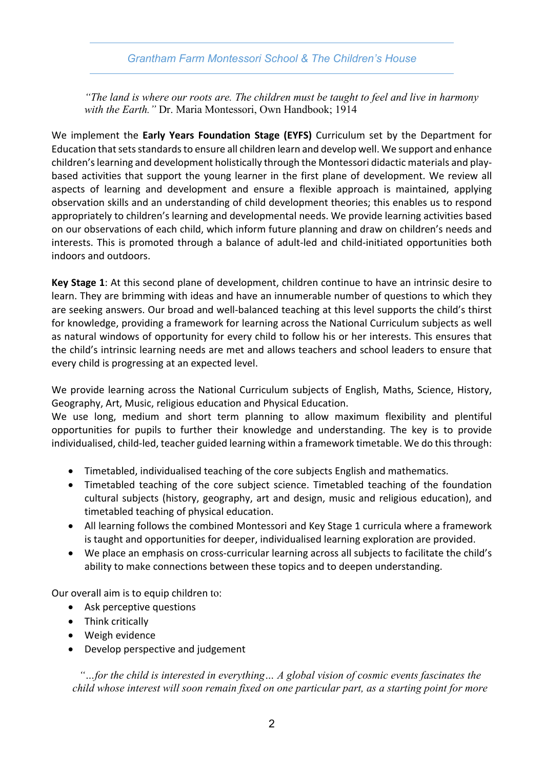*“The land is where our roots are. The children must be taught to feel and live in harmony with the Earth.”* Dr. Maria Montessori, Own Handbook; 1914

We implement the **Early Years Foundation Stage (EYFS)** Curriculum set by the Department for Education that sets standards to ensure all children learn and develop well. We support and enhance children’s learning and development holistically through the Montessori didactic materials and play-based activities that support the young learner in the first plane of development. We review all aspects of learning and development and ensure a flexible approach is maintained, applying observation skills and an understanding of child development theories; this enables us to respond appropriately to children’s learning and developmental needs. We provide learning activities based on our observations of each child, which inform future planning and draw on children’s needs and interests. This is promoted through a balance of adult-led and child-initiated opportunities both indoors and outdoors.

**Key Stage 1**: At this second plane of development, children continue to have an intrinsic desire to learn. They are brimming with ideas and have an innumerable number of questions to which they are seeking answers. Our broad and well-balanced teaching at this level supports the child’s thirst for knowledge, providing a framework for learning across the National Curriculum subjects as well as natural windows of opportunity for every child to follow his or her interests. This ensures that the child’s intrinsic learning needs are met and allows teachers and school leaders to ensure that every child is progressing at an expected level.

We provide learning across the National Curriculum subjects of English, Maths, Science, History, Geography, Art, Music, religious education and Physical Education.
We use long, medium and short term planning to allow maximum flexibility and plentiful opportunities for pupils to further their knowledge and understanding. The key is to provide individualised, child-led, teacher guided learning within a framework timetable. We do this through:

- Timetabled, individualised teaching of the core subjects English and mathematics.
- Timetabled teaching of the core subject science. Timetabled teaching of the foundation cultural subjects (history, geography, art and design, music and religious education), and timetabled teaching of physical education.
- All learning follows the combined Montessori and Key Stage 1 curricula where a framework is taught and opportunities for deeper, individualised learning exploration are provided.
- We place an emphasis on cross-curricular learning across all subjects to facilitate the child’s ability to make connections between these topics and to deepen understanding.

Our overall aim is to equip children to:

- Ask perceptive questions
- Think critically
- Weigh evidence
- Develop perspective and judgement

*“…for the child is interested in everything… A global vision of cosmic events fascinates the child whose interest will soon remain fixed on one particular part, as a starting point for more*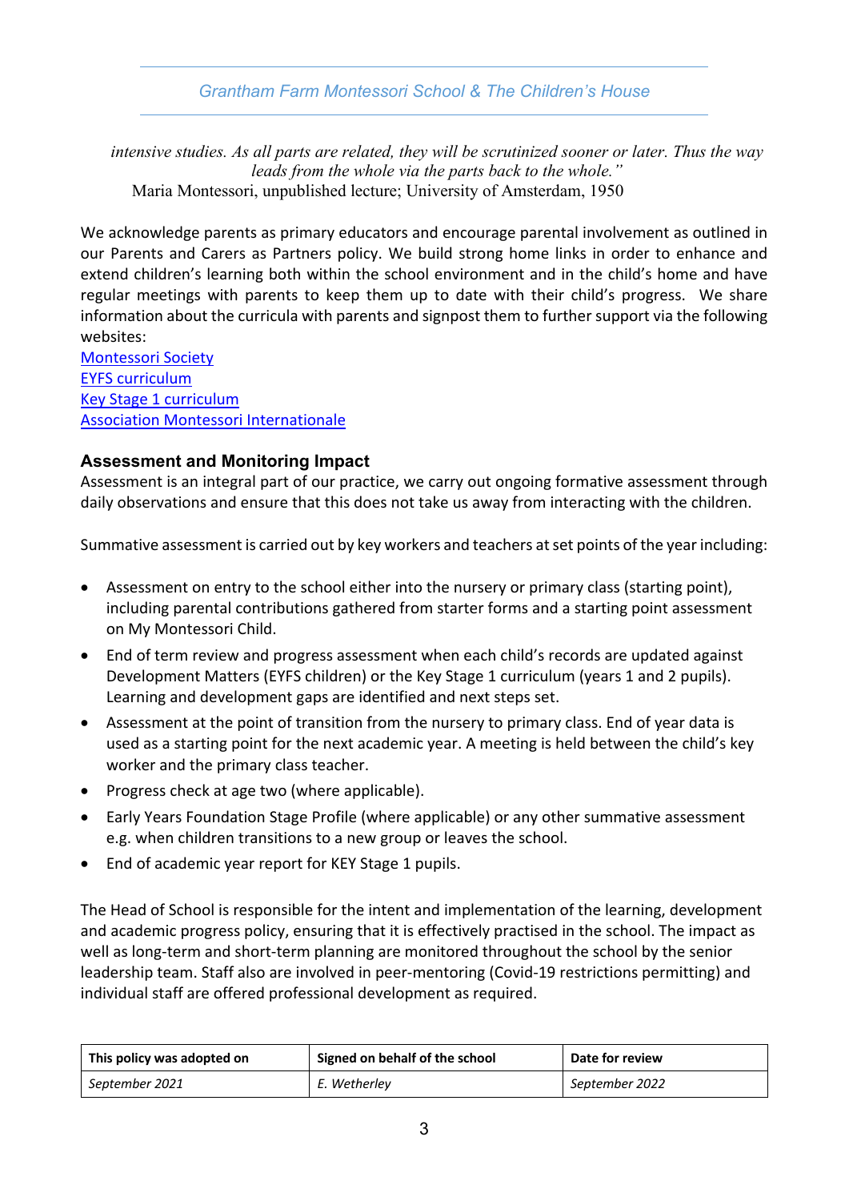*intensive studies. As all parts are related, they will be scrutinized sooner or later. Thus the way leads from the whole via the parts back to the whole."*
Maria Montessori, unpublished lecture; University of Amsterdam, 1950

We acknowledge parents as primary educators and encourage parental involvement as outlined in our Parents and Carers as Partners policy. We build strong home links in order to enhance and extend children's learning both within the school environment and in the child's home and have regular meetings with parents to keep them up to date with their child's progress. We share information about the curricula with parents and signpost them to further support via the following websites:
Montessori Society
EYFS curriculum
Key Stage 1 curriculum
Association Montessori Internationale

### Assessment and Monitoring Impact

Assessment is an integral part of our practice, we carry out ongoing formative assessment through daily observations and ensure that this does not take us away from interacting with the children.

Summative assessment is carried out by key workers and teachers at set points of the year including:

- Assessment on entry to the school either into the nursery or primary class (starting point), including parental contributions gathered from starter forms and a starting point assessment on My Montessori Child.
- End of term review and progress assessment when each child's records are updated against Development Matters (EYFS children) or the Key Stage 1 curriculum (years 1 and 2 pupils). Learning and development gaps are identified and next steps set.
- Assessment at the point of transition from the nursery to primary class. End of year data is used as a starting point for the next academic year. A meeting is held between the child's key worker and the primary class teacher.
- Progress check at age two (where applicable).
- Early Years Foundation Stage Profile (where applicable) or any other summative assessment e.g. when children transitions to a new group or leaves the school.
- End of academic year report for KEY Stage 1 pupils.

The Head of School is responsible for the intent and implementation of the learning, development and academic progress policy, ensuring that it is effectively practised in the school. The impact as well as long-term and short-term planning are monitored throughout the school by the senior leadership team. Staff also are involved in peer-mentoring (Covid-19 restrictions permitting) and individual staff are offered professional development as required.

| This policy was adopted on | Signed on behalf of the school | Date for review |
|---|---|---|
| *September 2021* | *E. Wetherley* | *September 2022* |